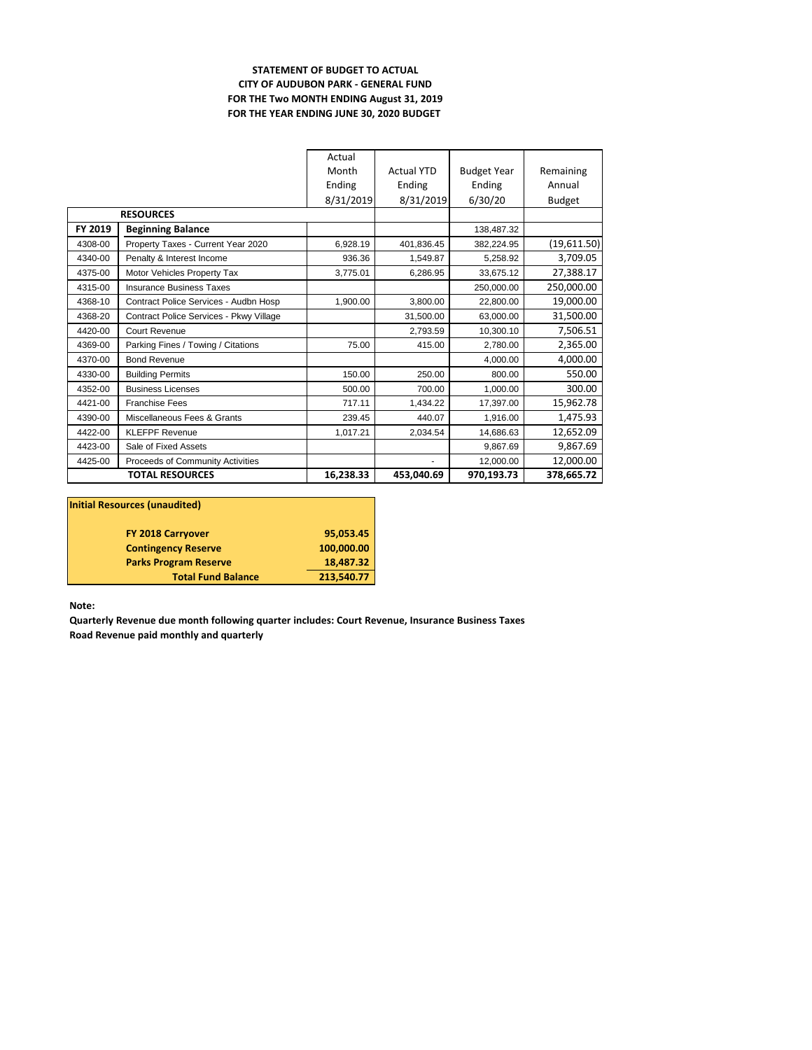**STATEMENT OF BUDGET TO ACTUAL**
**CITY OF AUDUBON PARK - GENERAL FUND**
**FOR THE Two MONTH ENDING August 31, 2019**
**FOR THE YEAR ENDING JUNE 30, 2020 BUDGET**

| | | Actual Month Ending 8/31/2019 | Actual YTD Ending 8/31/2019 | Budget Year Ending 6/30/20 | Remaining Annual Budget |
|---|---|---|---|---|---|
| | **RESOURCES** | | | | |
| **FY 2019** | **Beginning Balance** | | | 138,487.32 | |
| 4308-00 | Property Taxes - Current Year 2020 | 6,928.19 | 401,836.45 | 382,224.95 | (19,611.50) |
| 4340-00 | Penalty & Interest Income | 936.36 | 1,549.87 | 5,258.92 | 3,709.05 |
| 4375-00 | Motor Vehicles Property Tax | 3,775.01 | 6,286.95 | 33,675.12 | 27,388.17 |
| 4315-00 | Insurance Business Taxes | | | 250,000.00 | 250,000.00 |
| 4368-10 | Contract Police Services - Audbn Hosp | 1,900.00 | 3,800.00 | 22,800.00 | 19,000.00 |
| 4368-20 | Contract Police Services - Pkwy Village | | 31,500.00 | 63,000.00 | 31,500.00 |
| 4420-00 | Court Revenue | | 2,793.59 | 10,300.10 | 7,506.51 |
| 4369-00 | Parking Fines / Towing / Citations | 75.00 | 415.00 | 2,780.00 | 2,365.00 |
| 4370-00 | Bond Revenue | | | 4,000.00 | 4,000.00 |
| 4330-00 | Building Permits | 150.00 | 250.00 | 800.00 | 550.00 |
| 4352-00 | Business Licenses | 500.00 | 700.00 | 1,000.00 | 300.00 |
| 4421-00 | Franchise Fees | 717.11 | 1,434.22 | 17,397.00 | 15,962.78 |
| 4390-00 | Miscellaneous Fees & Grants | 239.45 | 440.07 | 1,916.00 | 1,475.93 |
| 4422-00 | KLEFPF Revenue | 1,017.21 | 2,034.54 | 14,686.63 | 12,652.09 |
| 4423-00 | Sale of Fixed Assets | | | 9,867.69 | 9,867.69 |
| 4425-00 | Proceeds of Community Activities | | - | 12,000.00 | 12,000.00 |
| | **TOTAL RESOURCES** | **16,238.33** | **453,040.69** | **970,193.73** | **378,665.72** |

| **Initial Resources (unaudited)** | |
|---|---|
| **FY 2018 Carryover** | **95,053.45** |
| **Contingency Reserve** | **100,000.00** |
| **Parks Program Reserve** | **18,487.32** |
| **Total Fund Balance** | **213,540.77** |

**Note:**

**Quarterly Revenue due month following quarter includes: Court Revenue, Insurance Business Taxes**
**Road Revenue paid monthly and quarterly**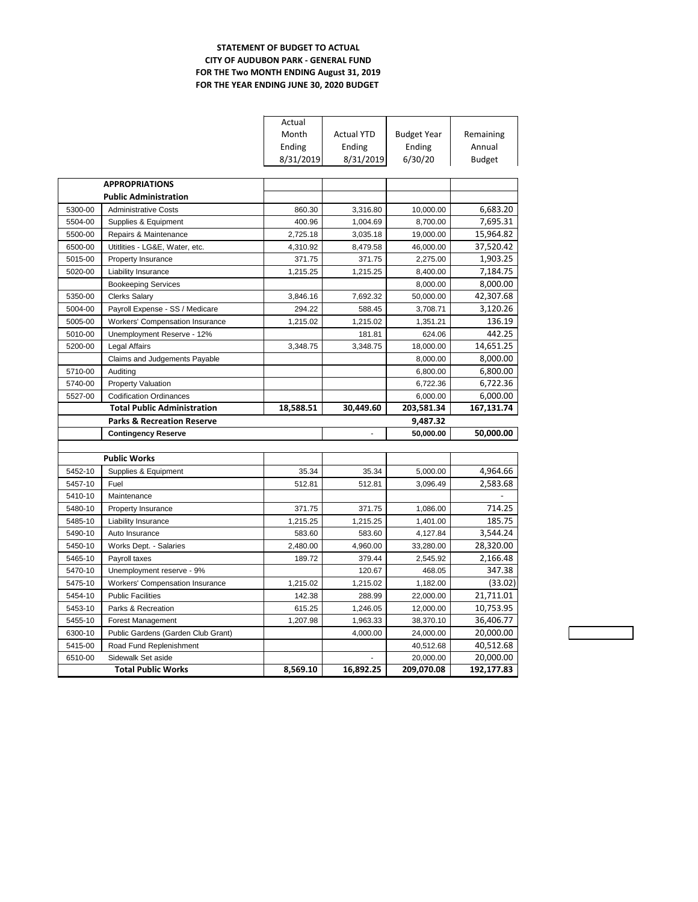**STATEMENT OF BUDGET TO ACTUAL**
**CITY OF AUDUBON PARK - GENERAL FUND**
**FOR THE Two MONTH ENDING August 31, 2019**
**FOR THE YEAR ENDING JUNE 30, 2020 BUDGET**

| | | Actual Month Ending 8/31/2019 | Actual YTD Ending 8/31/2019 | Budget Year Ending 6/30/20 | Remaining Annual Budget |
|---|---|---|---|---|---|
| | **APPROPRIATIONS** | | | | |
| | **Public Administration** | | | | |
| 5300-00 | Administrative Costs | 860.30 | 3,316.80 | 10,000.00 | 6,683.20 |
| 5504-00 | Supplies & Equipment | 400.96 | 1,004.69 | 8,700.00 | 7,695.31 |
| 5500-00 | Repairs & Maintenance | 2,725.18 | 3,035.18 | 19,000.00 | 15,964.82 |
| 6500-00 | Utitlities - LG&E, Water, etc. | 4,310.92 | 8,479.58 | 46,000.00 | 37,520.42 |
| 5015-00 | Property Insurance | 371.75 | 371.75 | 2,275.00 | 1,903.25 |
| 5020-00 | Liability Insurance | 1,215.25 | 1,215.25 | 8,400.00 | 7,184.75 |
| | Bookeeping Services | | | 8,000.00 | 8,000.00 |
| 5350-00 | Clerks Salary | 3,846.16 | 7,692.32 | 50,000.00 | 42,307.68 |
| 5004-00 | Payroll Expense - SS / Medicare | 294.22 | 588.45 | 3,708.71 | 3,120.26 |
| 5005-00 | Workers' Compensation Insurance | 1,215.02 | 1,215.02 | 1,351.21 | 136.19 |
| 5010-00 | Unemployment Reserve - 12% | | 181.81 | 624.06 | 442.25 |
| 5200-00 | Legal Affairs | 3,348.75 | 3,348.75 | 18,000.00 | 14,651.25 |
| | Claims and Judgements Payable | | | 8,000.00 | 8,000.00 |
| 5710-00 | Auditing | | | 6,800.00 | 6,800.00 |
| 5740-00 | Property Valuation | | | 6,722.36 | 6,722.36 |
| 5527-00 | Codification Ordinances | | | 6,000.00 | 6,000.00 |
| | **Total Public Administration** | **18,588.51** | **30,449.60** | **203,581.34** | **167,131.74** |
| | **Parks & Recreation Reserve** | | | **9,487.32** | |
| | **Contingency Reserve** | | - | **50,000.00** | **50,000.00** |
| | | | | | |
| | **Public Works** | | | | |
| 5452-10 | Supplies & Equipment | 35.34 | 35.34 | 5,000.00 | 4,964.66 |
| 5457-10 | Fuel | 512.81 | 512.81 | 3,096.49 | 2,583.68 |
| 5410-10 | Maintenance | | | | - |
| 5480-10 | Property Insurance | 371.75 | 371.75 | 1,086.00 | 714.25 |
| 5485-10 | Liability Insurance | 1,215.25 | 1,215.25 | 1,401.00 | 185.75 |
| 5490-10 | Auto Insurance | 583.60 | 583.60 | 4,127.84 | 3,544.24 |
| 5450-10 | Works Dept. - Salaries | 2,480.00 | 4,960.00 | 33,280.00 | 28,320.00 |
| 5465-10 | Payroll taxes | 189.72 | 379.44 | 2,545.92 | 2,166.48 |
| 5470-10 | Unemployment reserve - 9% | | 120.67 | 468.05 | 347.38 |
| 5475-10 | Workers' Compensation Insurance | 1,215.02 | 1,215.02 | 1,182.00 | (33.02) |
| 5454-10 | Public Facilities | 142.38 | 288.99 | 22,000.00 | 21,711.01 |
| 5453-10 | Parks & Recreation | 615.25 | 1,246.05 | 12,000.00 | 10,753.95 |
| 5455-10 | Forest Management | 1,207.98 | 1,963.33 | 38,370.10 | 36,406.77 |
| 6300-10 | Public Gardens (Garden Club Grant) | | 4,000.00 | 24,000.00 | 20,000.00 |
| 5415-00 | Road Fund Replenishment | | | 40,512.68 | 40,512.68 |
| 6510-00 | Sidewalk Set aside | | - | 20,000.00 | 20,000.00 |
| | **Total Public Works** | **8,569.10** | **16,892.25** | **209,070.08** | **192,177.83** |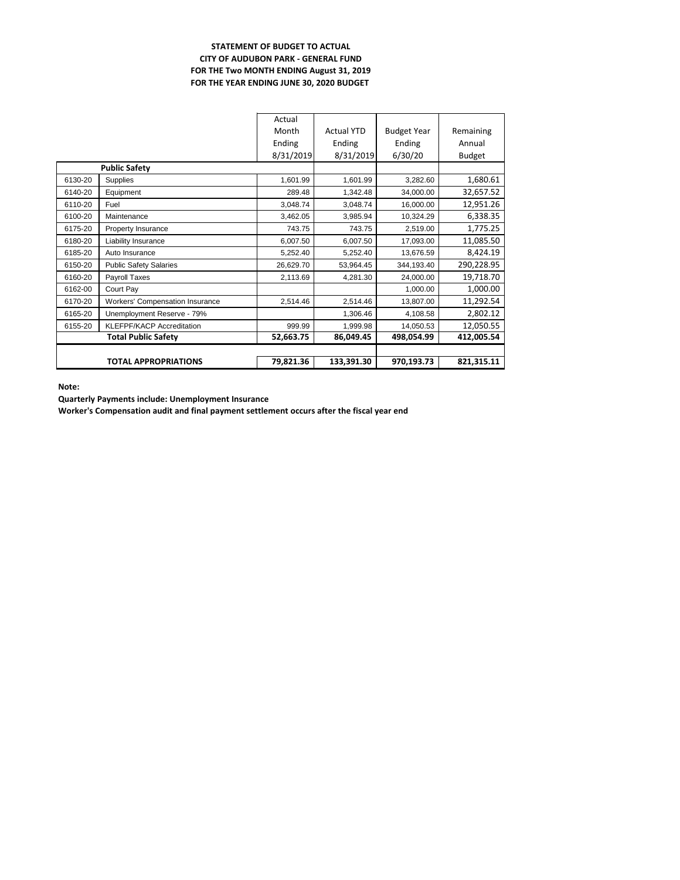**STATEMENT OF BUDGET TO ACTUAL**
**CITY OF AUDUBON PARK - GENERAL FUND**
**FOR THE Two MONTH ENDING August 31, 2019**
**FOR THE YEAR ENDING JUNE 30, 2020 BUDGET**

| | | Actual Month Ending 8/31/2019 | Actual YTD Ending 8/31/2019 | Budget Year Ending 6/30/20 | Remaining Annual Budget |
|---|---|---|---|---|---|
| | **Public Safety** | | | | |
| 6130-20 | Supplies | 1,601.99 | 1,601.99 | 3,282.60 | 1,680.61 |
| 6140-20 | Equipment | 289.48 | 1,342.48 | 34,000.00 | 32,657.52 |
| 6110-20 | Fuel | 3,048.74 | 3,048.74 | 16,000.00 | 12,951.26 |
| 6100-20 | Maintenance | 3,462.05 | 3,985.94 | 10,324.29 | 6,338.35 |
| 6175-20 | Property Insurance | 743.75 | 743.75 | 2,519.00 | 1,775.25 |
| 6180-20 | Liability Insurance | 6,007.50 | 6,007.50 | 17,093.00 | 11,085.50 |
| 6185-20 | Auto Insurance | 5,252.40 | 5,252.40 | 13,676.59 | 8,424.19 |
| 6150-20 | Public Safety Salaries | 26,629.70 | 53,964.45 | 344,193.40 | 290,228.95 |
| 6160-20 | Payroll Taxes | 2,113.69 | 4,281.30 | 24,000.00 | 19,718.70 |
| 6162-00 | Court Pay | | | 1,000.00 | 1,000.00 |
| 6170-20 | Workers' Compensation Insurance | 2,514.46 | 2,514.46 | 13,807.00 | 11,292.54 |
| 6165-20 | Unemployment Reserve - 79% | | 1,306.46 | 4,108.58 | 2,802.12 |
| 6155-20 | KLEFPF/KACP Accreditation | 999.99 | 1,999.98 | 14,050.53 | 12,050.55 |
| | **Total Public Safety** | **52,663.75** | **86,049.45** | **498,054.99** | **412,005.54** |
| | | | | | |
| | **TOTAL APPROPRIATIONS** | **79,821.36** | **133,391.30** | **970,193.73** | **821,315.11** |

**Note:**

**Quarterly Payments include: Unemployment Insurance**

**Worker's Compensation audit and final payment settlement occurs after the fiscal year end**